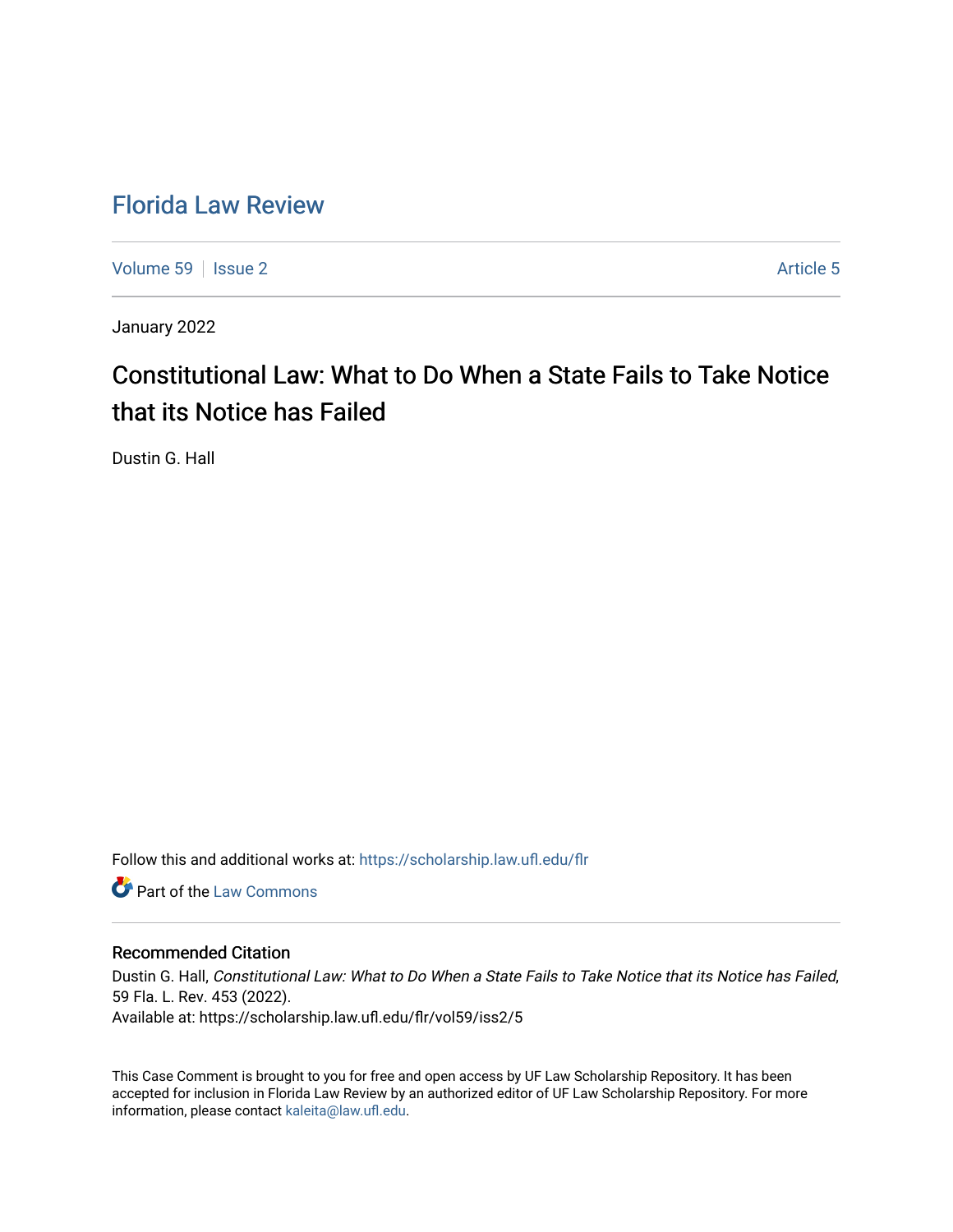# Florida Law Review

Volume 59 | Issue 2 | Article 5

January 2022

## Constitutional Law: What to Do When a State Fails to Take Notice that its Notice has Failed

Dustin G. Hall

Follow this and additional works at: https://scholarship.law.ufl.edu/flr

Part of the Law Commons

### Recommended Citation

Dustin G. Hall, *Constitutional Law: What to Do When a State Fails to Take Notice that its Notice has Failed*, 59 Fla. L. Rev. 453 (2022).

Available at: https://scholarship.law.ufl.edu/flr/vol59/iss2/5

This Case Comment is brought to you for free and open access by UF Law Scholarship Repository. It has been accepted for inclusion in Florida Law Review by an authorized editor of UF Law Scholarship Repository. For more information, please contact kaleita@law.ufl.edu.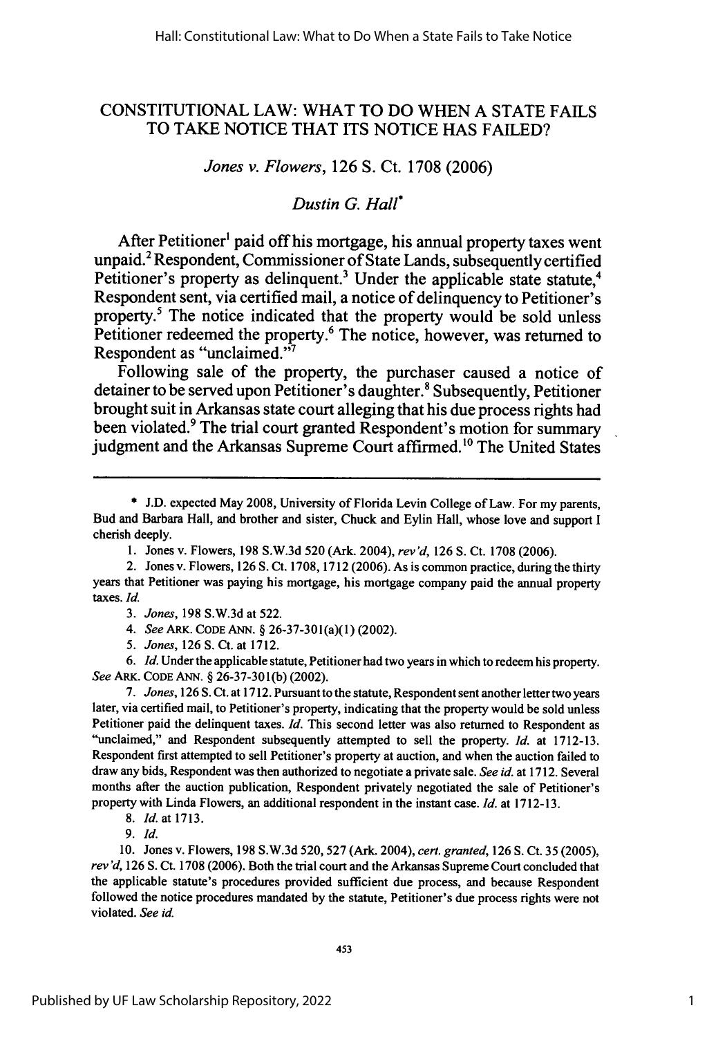# CONSTITUTIONAL LAW: WHAT TO DO WHEN A STATE FAILS TO TAKE NOTICE THAT ITS NOTICE HAS FAILED?

*Jones v. Flowers*, 126 S. Ct. 1708 (2006)

*Dustin G. Hall*[*]

After Petitioner[1] paid off his mortgage, his annual property taxes went unpaid.[2] Respondent, Commissioner of State Lands, subsequently certified Petitioner's property as delinquent.[3] Under the applicable state statute,[4] Respondent sent, via certified mail, a notice of delinquency to Petitioner's property.[5] The notice indicated that the property would be sold unless Petitioner redeemed the property.[6] The notice, however, was returned to Respondent as "unclaimed."[7]

Following sale of the property, the purchaser caused a notice of detainer to be served upon Petitioner's daughter.[8] Subsequently, Petitioner brought suit in Arkansas state court alleging that his due process rights had been violated.[9] The trial court granted Respondent's motion for summary judgment and the Arkansas Supreme Court affirmed.[10] The United States

---

\* J.D. expected May 2008, University of Florida Levin College of Law. For my parents, Bud and Barbara Hall, and brother and sister, Chuck and Eylin Hall, whose love and support I cherish deeply.

1. Jones v. Flowers, 198 S.W.3d 520 (Ark. 2004), *rev'd*, 126 S. Ct. 1708 (2006).

2. Jones v. Flowers, 126 S. Ct. 1708, 1712 (2006). As is common practice, during the thirty years that Petitioner was paying his mortgage, his mortgage company paid the annual property taxes. *Id.*

3. *Jones*, 198 S.W.3d at 522.

4. *See* ARK. CODE ANN. § 26-37-301(a)(1) (2002).

5. *Jones*, 126 S. Ct. at 1712.

6. *Id.* Under the applicable statute, Petitioner had two years in which to redeem his property. *See* ARK. CODE ANN. § 26-37-301(b) (2002).

7. *Jones*, 126 S. Ct. at 1712. Pursuant to the statute, Respondent sent another letter two years later, via certified mail, to Petitioner's property, indicating that the property would be sold unless Petitioner paid the delinquent taxes. *Id.* This second letter was also returned to Respondent as "unclaimed," and Respondent subsequently attempted to sell the property. *Id.* at 1712-13. Respondent first attempted to sell Petitioner's property at auction, and when the auction failed to draw any bids, Respondent was then authorized to negotiate a private sale. *See id.* at 1712. Several months after the auction publication, Respondent privately negotiated the sale of Petitioner's property with Linda Flowers, an additional respondent in the instant case. *Id.* at 1712-13.

8. *Id.* at 1713.

9. *Id.*

10. Jones v. Flowers, 198 S.W.3d 520, 527 (Ark. 2004), *cert. granted*, 126 S. Ct. 35 (2005), *rev'd*, 126 S. Ct. 1708 (2006). Both the trial court and the Arkansas Supreme Court concluded that the applicable statute's procedures provided sufficient due process, and because Respondent followed the notice procedures mandated by the statute, Petitioner's due process rights were not violated. *See id.*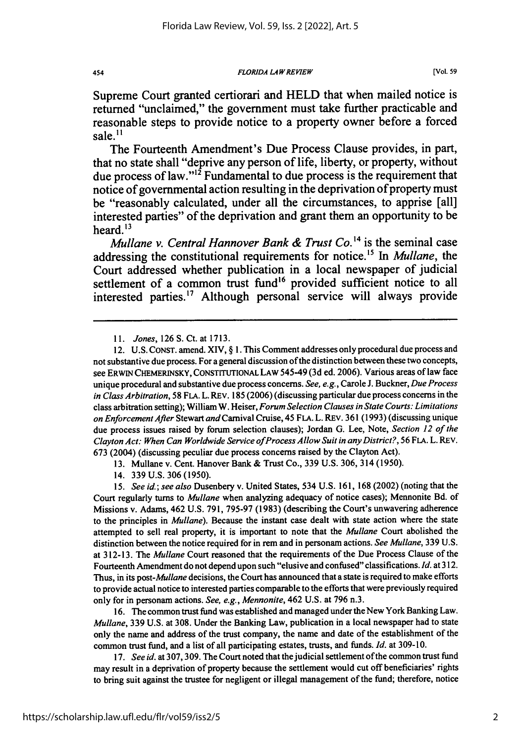Supreme Court granted certiorari and HELD that when mailed notice is returned "unclaimed," the government must take further practicable and reasonable steps to provide notice to a property owner before a forced sale.[11]

The Fourteenth Amendment's Due Process Clause provides, in part, that no state shall "deprive any person of life, liberty, or property, without due process of law."[12] Fundamental to due process is the requirement that notice of governmental action resulting in the deprivation of property must be "reasonably calculated, under all the circumstances, to apprise [all] interested parties" of the deprivation and grant them an opportunity to be heard.[13]

*Mullane v. Central Hannover Bank & Trust Co.*[14] is the seminal case addressing the constitutional requirements for notice.[15] In *Mullane*, the Court addressed whether publication in a local newspaper of judicial settlement of a common trust fund[16] provided sufficient notice to all interested parties.[17] Although personal service will always provide

---

11. *Jones*, 126 S. Ct. at 1713.

12. U.S. CONST. amend. XIV, § 1. This Comment addresses only procedural due process and not substantive due process. For a general discussion of the distinction between these two concepts, see ERWIN CHEMERINSKY, CONSTITUTIONAL LAW 545-49 (3d ed. 2006). Various areas of law face unique procedural and substantive due process concerns. *See, e.g.*, Carole J. Buckner, *Due Process in Class Arbitration*, 58 FLA. L. REV. 185 (2006) (discussing particular due process concerns in the class arbitration setting); William W. Heiser, *Forum Selection Clauses in State Courts: Limitations on Enforcement After* Stewart *and* Carnival Cruise, 45 FLA. L. REV. 361 (1993) (discussing unique due process issues raised by forum selection clauses); Jordan G. Lee, Note, *Section 12 of the Clayton Act: When Can Worldwide Service of Process Allow Suit in any District?*, 56 FLA. L. REV. 673 (2004) (discussing peculiar due process concerns raised by the Clayton Act).

13. Mullane v. Cent. Hanover Bank & Trust Co., 339 U.S. 306, 314 (1950).

14. 339 U.S. 306 (1950).

15. *See id.*; *see also* Dusenbery v. United States, 534 U.S. 161, 168 (2002) (noting that the Court regularly turns to *Mullane* when analyzing adequacy of notice cases); Mennonite Bd. of Missions v. Adams, 462 U.S. 791, 795-97 (1983) (describing the Court's unwavering adherence to the principles in *Mullane*). Because the instant case dealt with state action where the state attempted to sell real property, it is important to note that the *Mullane* Court abolished the distinction between the notice required for in rem and in personam actions. *See Mullane*, 339 U.S. at 312-13. The *Mullane* Court reasoned that the requirements of the Due Process Clause of the Fourteenth Amendment do not depend upon such "elusive and confused" classifications. *Id.* at 312. Thus, in its post-*Mullane* decisions, the Court has announced that a state is required to make efforts to provide actual notice to interested parties comparable to the efforts that were previously required only for in personam actions. *See, e.g.*, *Mennonite*, 462 U.S. at 796 n.3.

16. The common trust fund was established and managed under the New York Banking Law. *Mullane*, 339 U.S. at 308. Under the Banking Law, publication in a local newspaper had to state only the name and address of the trust company, the name and date of the establishment of the common trust fund, and a list of all participating estates, trusts, and funds. *Id.* at 309-10.

17. *See id.* at 307, 309. The Court noted that the judicial settlement of the common trust fund may result in a deprivation of property because the settlement would cut off beneficiaries' rights to bring suit against the trustee for negligent or illegal management of the fund; therefore, notice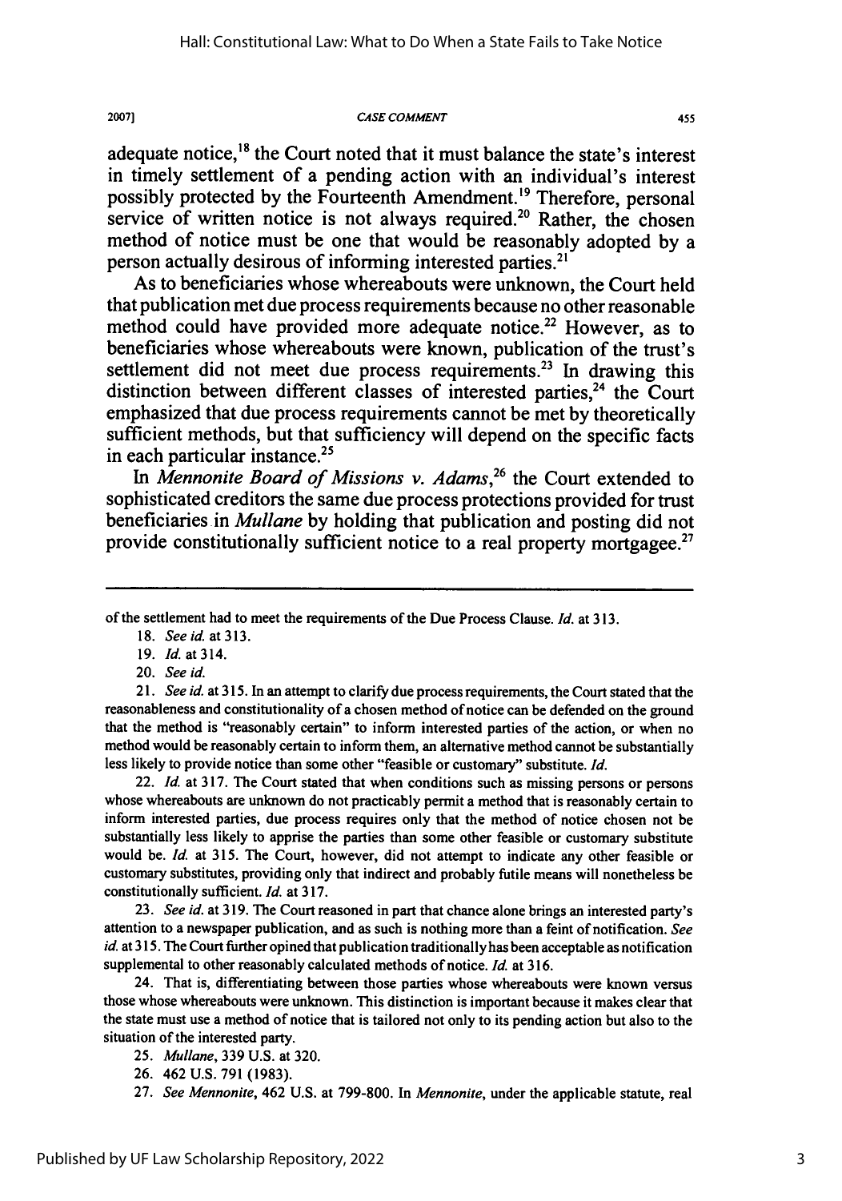adequate notice,[18] the Court noted that it must balance the state's interest in timely settlement of a pending action with an individual's interest possibly protected by the Fourteenth Amendment.[19] Therefore, personal service of written notice is not always required.[20] Rather, the chosen method of notice must be one that would be reasonably adopted by a person actually desirous of informing interested parties.[21]

As to beneficiaries whose whereabouts were unknown, the Court held that publication met due process requirements because no other reasonable method could have provided more adequate notice.[22] However, as to beneficiaries whose whereabouts were known, publication of the trust's settlement did not meet due process requirements.[23] In drawing this distinction between different classes of interested parties,[24] the Court emphasized that due process requirements cannot be met by theoretically sufficient methods, but that sufficiency will depend on the specific facts in each particular instance.[25]

In *Mennonite Board of Missions v. Adams*,[26] the Court extended to sophisticated creditors the same due process protections provided for trust beneficiaries in *Mullane* by holding that publication and posting did not provide constitutionally sufficient notice to a real property mortgagee.[27]

---

of the settlement had to meet the requirements of the Due Process Clause. *Id.* at 313.

18. *See id.* at 313.

19. *Id.* at 314.

20. *See id.*

21. *See id.* at 315. In an attempt to clarify due process requirements, the Court stated that the reasonableness and constitutionality of a chosen method of notice can be defended on the ground that the method is "reasonably certain" to inform interested parties of the action, or when no method would be reasonably certain to inform them, an alternative method cannot be substantially less likely to provide notice than some other "feasible or customary" substitute. *Id.*

22. *Id.* at 317. The Court stated that when conditions such as missing persons or persons whose whereabouts are unknown do not practicably permit a method that is reasonably certain to inform interested parties, due process requires only that the method of notice chosen not be substantially less likely to apprise the parties than some other feasible or customary substitute would be. *Id.* at 315. The Court, however, did not attempt to indicate any other feasible or customary substitutes, providing only that indirect and probably futile means will nonetheless be constitutionally sufficient. *Id.* at 317.

23. *See id.* at 319. The Court reasoned in part that chance alone brings an interested party's attention to a newspaper publication, and as such is nothing more than a feint of notification. *See id.* at 315. The Court further opined that publication traditionally has been acceptable as notification supplemental to other reasonably calculated methods of notice. *Id.* at 316.

24. That is, differentiating between those parties whose whereabouts were known versus those whose whereabouts were unknown. This distinction is important because it makes clear that the state must use a method of notice that is tailored not only to its pending action but also to the situation of the interested party.

25. *Mullane*, 339 U.S. at 320.

26. 462 U.S. 791 (1983).

27. *See Mennonite*, 462 U.S. at 799-800. In *Mennonite*, under the applicable statute, real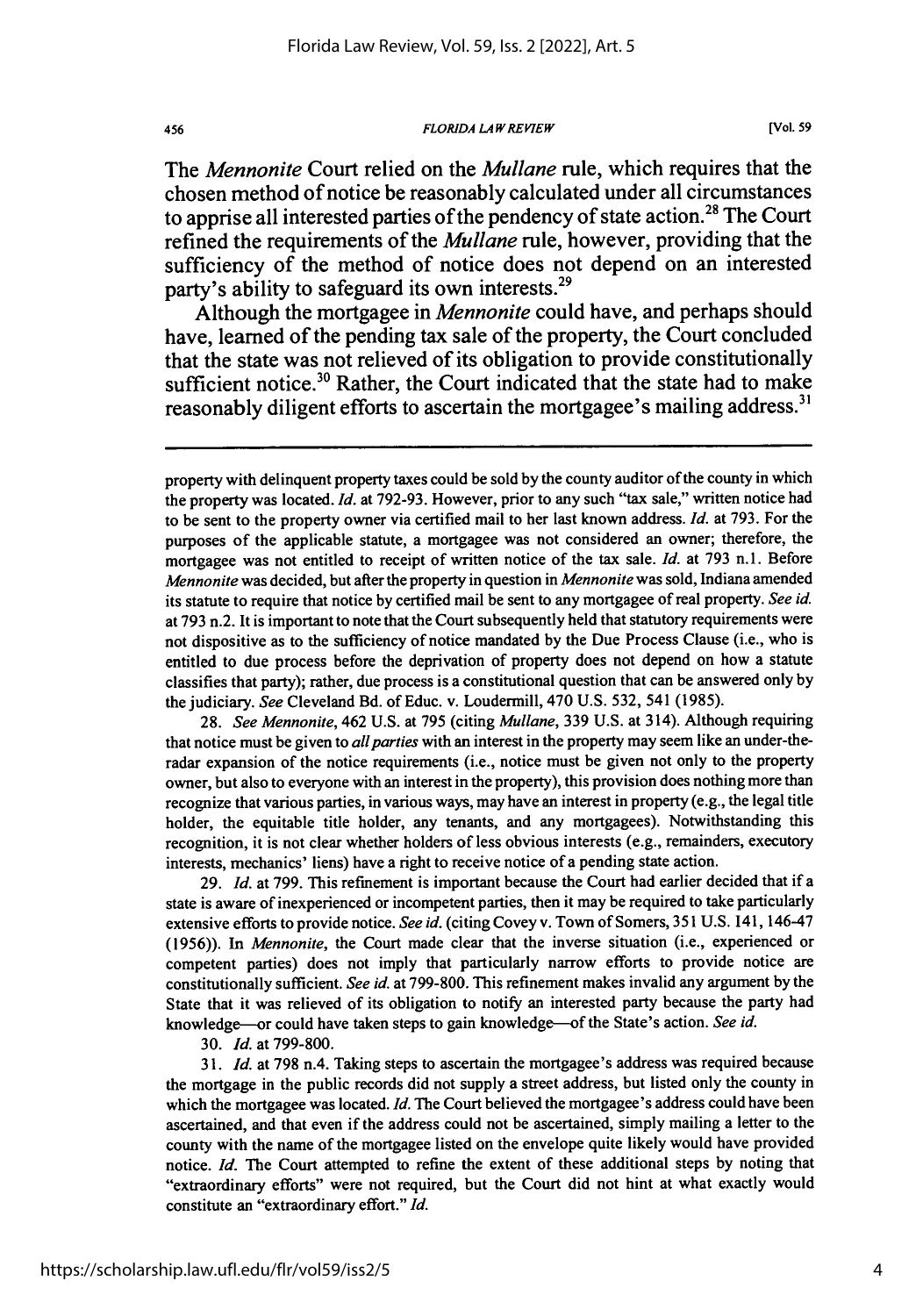The *Mennonite* Court relied on the *Mullane* rule, which requires that the chosen method of notice be reasonably calculated under all circumstances to apprise all interested parties of the pendency of state action.[28] The Court refined the requirements of the *Mullane* rule, however, providing that the sufficiency of the method of notice does not depend on an interested party's ability to safeguard its own interests.[29]

Although the mortgagee in *Mennonite* could have, and perhaps should have, learned of the pending tax sale of the property, the Court concluded that the state was not relieved of its obligation to provide constitutionally sufficient notice.[30] Rather, the Court indicated that the state had to make reasonably diligent efforts to ascertain the mortgagee's mailing address.[31]

---

property with delinquent property taxes could be sold by the county auditor of the county in which the property was located. *Id.* at 792-93. However, prior to any such "tax sale," written notice had to be sent to the property owner via certified mail to her last known address. *Id.* at 793. For the purposes of the applicable statute, a mortgagee was not considered an owner; therefore, the mortgagee was not entitled to receipt of written notice of the tax sale. *Id.* at 793 n.1. Before *Mennonite* was decided, but after the property in question in *Mennonite* was sold, Indiana amended its statute to require that notice by certified mail be sent to any mortgagee of real property. *See id.* at 793 n.2. It is important to note that the Court subsequently held that statutory requirements were not dispositive as to the sufficiency of notice mandated by the Due Process Clause (i.e., who is entitled to due process before the deprivation of property does not depend on how a statute classifies that party); rather, due process is a constitutional question that can be answered only by the judiciary. *See* Cleveland Bd. of Educ. v. Loudermill, 470 U.S. 532, 541 (1985).

28. *See Mennonite*, 462 U.S. at 795 (citing *Mullane*, 339 U.S. at 314). Although requiring that notice must be given to *all parties* with an interest in the property may seem like an under-the-radar expansion of the notice requirements (i.e., notice must be given not only to the property owner, but also to everyone with an interest in the property), this provision does nothing more than recognize that various parties, in various ways, may have an interest in property (e.g., the legal title holder, the equitable title holder, any tenants, and any mortgagees). Notwithstanding this recognition, it is not clear whether holders of less obvious interests (e.g., remainders, executory interests, mechanics' liens) have a right to receive notice of a pending state action.

29. *Id.* at 799. This refinement is important because the Court had earlier decided that if a state is aware of inexperienced or incompetent parties, then it may be required to take particularly extensive efforts to provide notice. *See id.* (citing Covey v. Town of Somers, 351 U.S. 141, 146-47 (1956)). In *Mennonite*, the Court made clear that the inverse situation (i.e., experienced or competent parties) does not imply that particularly narrow efforts to provide notice are constitutionally sufficient. *See id.* at 799-800. This refinement makes invalid any argument by the State that it was relieved of its obligation to notify an interested party because the party had knowledge—or could have taken steps to gain knowledge—of the State's action. *See id.*

30. *Id.* at 799-800.

31. *Id.* at 798 n.4. Taking steps to ascertain the mortgagee's address was required because the mortgage in the public records did not supply a street address, but listed only the county in which the mortgagee was located. *Id.* The Court believed the mortgagee's address could have been ascertained, and that even if the address could not be ascertained, simply mailing a letter to the county with the name of the mortgagee listed on the envelope quite likely would have provided notice. *Id.* The Court attempted to refine the extent of these additional steps by noting that "extraordinary efforts" were not required, but the Court did not hint at what exactly would constitute an "extraordinary effort." *Id.*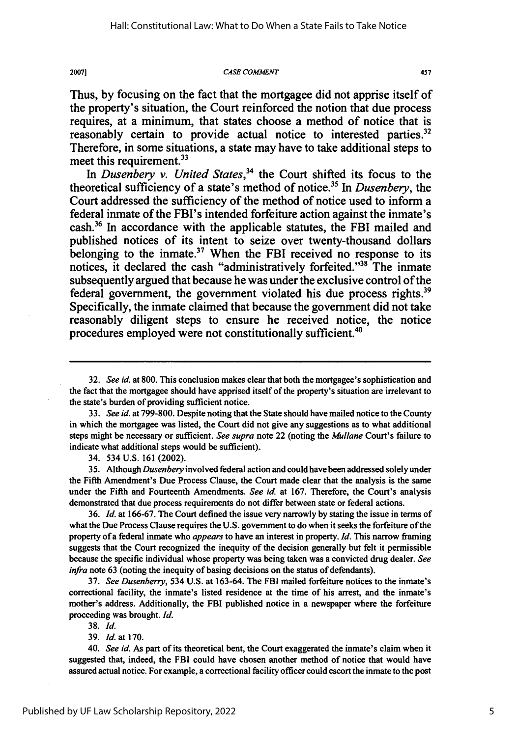Thus, by focusing on the fact that the mortgagee did not apprise itself of the property's situation, the Court reinforced the notion that due process requires, at a minimum, that states choose a method of notice that is reasonably certain to provide actual notice to interested parties.[32] Therefore, in some situations, a state may have to take additional steps to meet this requirement.[33]

In *Dusenbery v. United States*,[34] the Court shifted its focus to the theoretical sufficiency of a state's method of notice.[35] In *Dusenbery*, the Court addressed the sufficiency of the method of notice used to inform a federal inmate of the FBI's intended forfeiture action against the inmate's cash.[36] In accordance with the applicable statutes, the FBI mailed and published notices of its intent to seize over twenty-thousand dollars belonging to the inmate.[37] When the FBI received no response to its notices, it declared the cash "administratively forfeited."[38] The inmate subsequently argued that because he was under the exclusive control of the federal government, the government violated his due process rights.[39] Specifically, the inmate claimed that because the government did not take reasonably diligent steps to ensure he received notice, the notice procedures employed were not constitutionally sufficient.[40]

---

32. *See id.* at 800. This conclusion makes clear that both the mortgagee's sophistication and the fact that the mortgagee should have apprised itself of the property's situation are irrelevant to the state's burden of providing sufficient notice.

33. *See id.* at 799-800. Despite noting that the State should have mailed notice to the County in which the mortgagee was listed, the Court did not give any suggestions as to what additional steps might be necessary or sufficient. *See supra* note 22 (noting the *Mullane* Court's failure to indicate what additional steps would be sufficient).

34. 534 U.S. 161 (2002).

35. Although *Dusenbery* involved federal action and could have been addressed solely under the Fifth Amendment's Due Process Clause, the Court made clear that the analysis is the same under the Fifth and Fourteenth Amendments. *See id.* at 167. Therefore, the Court's analysis demonstrated that due process requirements do not differ between state or federal actions.

36. *Id.* at 166-67. The Court defined the issue very narrowly by stating the issue in terms of what the Due Process Clause requires the U.S. government to do when it seeks the forfeiture of the property of a federal inmate who *appears* to have an interest in property. *Id.* This narrow framing suggests that the Court recognized the inequity of the decision generally but felt it permissible because the specific individual whose property was being taken was a convicted drug dealer. *See infra* note 63 (noting the inequity of basing decisions on the status of defendants).

37. *See Dusenberry*, 534 U.S. at 163-64. The FBI mailed forfeiture notices to the inmate's correctional facility, the inmate's listed residence at the time of his arrest, and the inmate's mother's address. Additionally, the FBI published notice in a newspaper where the forfeiture proceeding was brought. *Id.*

38. *Id.*

39. *Id.* at 170.

40. *See id.* As part of its theoretical bent, the Court exaggerated the inmate's claim when it suggested that, indeed, the FBI could have chosen another method of notice that would have assured actual notice. For example, a correctional facility officer could escort the inmate to the post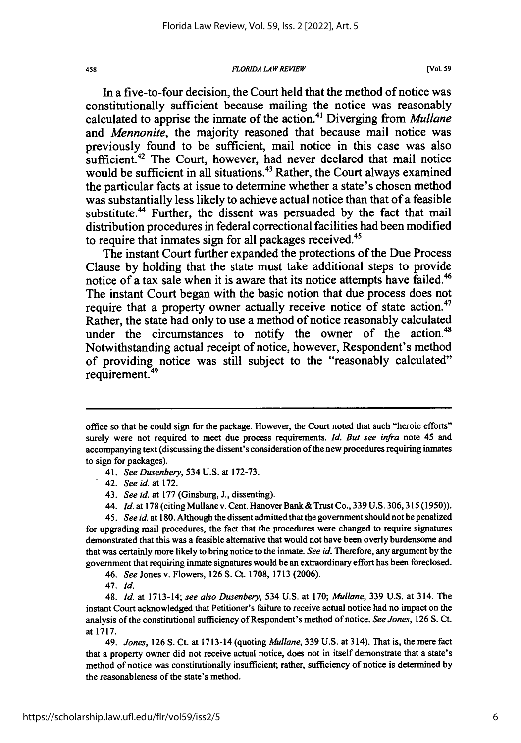In a five-to-four decision, the Court held that the method of notice was constitutionally sufficient because mailing the notice was reasonably calculated to apprise the inmate of the action.[41] Diverging from *Mullane* and *Mennonite*, the majority reasoned that because mail notice was previously found to be sufficient, mail notice in this case was also sufficient.[42] The Court, however, had never declared that mail notice would be sufficient in all situations.[43] Rather, the Court always examined the particular facts at issue to determine whether a state's chosen method was substantially less likely to achieve actual notice than that of a feasible substitute.[44] Further, the dissent was persuaded by the fact that mail distribution procedures in federal correctional facilities had been modified to require that inmates sign for all packages received.[45]

The instant Court further expanded the protections of the Due Process Clause by holding that the state must take additional steps to provide notice of a tax sale when it is aware that its notice attempts have failed.[46] The instant Court began with the basic notion that due process does not require that a property owner actually receive notice of state action.[47] Rather, the state had only to use a method of notice reasonably calculated under the circumstances to notify the owner of the action.[48] Notwithstanding actual receipt of notice, however, Respondent's method of providing notice was still subject to the "reasonably calculated" requirement.[49]

---

office so that he could sign for the package. However, the Court noted that such "heroic efforts" surely were not required to meet due process requirements. *Id. But see infra* note 45 and accompanying text (discussing the dissent's consideration of the new procedures requiring inmates to sign for packages).

41. *See Dusenbery*, 534 U.S. at 172-73.

42. *See id.* at 172.

43. *See id.* at 177 (Ginsburg, J., dissenting).

44. *Id.* at 178 (citing Mullane v. Cent. Hanover Bank & Trust Co., 339 U.S. 306, 315 (1950)).

45. *See id.* at 180. Although the dissent admitted that the government should not be penalized for upgrading mail procedures, the fact that the procedures were changed to require signatures demonstrated that this was a feasible alternative that would not have been overly burdensome and that was certainly more likely to bring notice to the inmate. *See id.* Therefore, any argument by the government that requiring inmate signatures would be an extraordinary effort has been foreclosed.

46. *See* Jones v. Flowers, 126 S. Ct. 1708, 1713 (2006).

47. *Id.*

48. *Id.* at 1713-14; *see also Dusenbery*, 534 U.S. at 170; *Mullane*, 339 U.S. at 314. The instant Court acknowledged that Petitioner's failure to receive actual notice had no impact on the analysis of the constitutional sufficiency of Respondent's method of notice. *See Jones*, 126 S. Ct. at 1717.

49. *Jones*, 126 S. Ct. at 1713-14 (quoting *Mullane*, 339 U.S. at 314). That is, the mere fact that a property owner did not receive actual notice, does not in itself demonstrate that a state's method of notice was constitutionally insufficient; rather, sufficiency of notice is determined by the reasonableness of the state's method.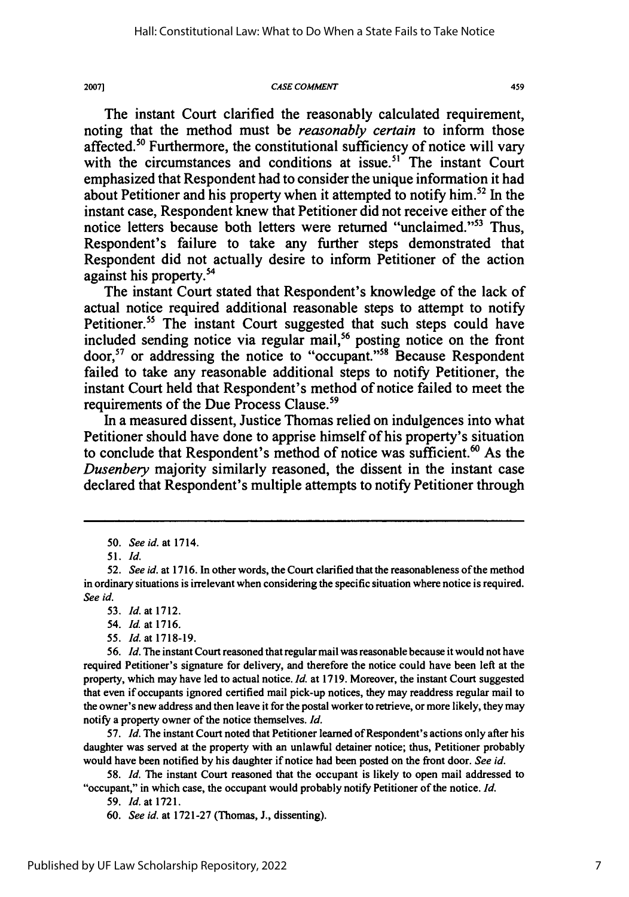The instant Court clarified the reasonably calculated requirement, noting that the method must be *reasonably certain* to inform those affected.[50] Furthermore, the constitutional sufficiency of notice will vary with the circumstances and conditions at issue.[51] The instant Court emphasized that Respondent had to consider the unique information it had about Petitioner and his property when it attempted to notify him.[52] In the instant case, Respondent knew that Petitioner did not receive either of the notice letters because both letters were returned "unclaimed."[53] Thus, Respondent's failure to take any further steps demonstrated that Respondent did not actually desire to inform Petitioner of the action against his property.[54]

The instant Court stated that Respondent's knowledge of the lack of actual notice required additional reasonable steps to attempt to notify Petitioner.[55] The instant Court suggested that such steps could have included sending notice via regular mail,[56] posting notice on the front door,[57] or addressing the notice to "occupant."[58] Because Respondent failed to take any reasonable additional steps to notify Petitioner, the instant Court held that Respondent's method of notice failed to meet the requirements of the Due Process Clause.[59]

In a measured dissent, Justice Thomas relied on indulgences into what Petitioner should have done to apprise himself of his property's situation to conclude that Respondent's method of notice was sufficient.[60] As the *Dusenbery* majority similarly reasoned, the dissent in the instant case declared that Respondent's multiple attempts to notify Petitioner through

---

50. *See id.* at 1714.

51. *Id.*

52. *See id.* at 1716. In other words, the Court clarified that the reasonableness of the method in ordinary situations is irrelevant when considering the specific situation where notice is required. *See id.*

53. *Id.* at 1712.

54. *Id.* at 1716.

55. *Id.* at 1718-19.

56. *Id.* The instant Court reasoned that regular mail was reasonable because it would not have required Petitioner's signature for delivery, and therefore the notice could have been left at the property, which may have led to actual notice. *Id.* at 1719. Moreover, the instant Court suggested that even if occupants ignored certified mail pick-up notices, they may readdress regular mail to the owner's new address and then leave it for the postal worker to retrieve, or more likely, they may notify a property owner of the notice themselves. *Id.*

57. *Id.* The instant Court noted that Petitioner learned of Respondent's actions only after his daughter was served at the property with an unlawful detainer notice; thus, Petitioner probably would have been notified by his daughter if notice had been posted on the front door. *See id.*

58. *Id.* The instant Court reasoned that the occupant is likely to open mail addressed to "occupant," in which case, the occupant would probably notify Petitioner of the notice. *Id.*

59. *Id.* at 1721.

60. *See id.* at 1721-27 (Thomas, J., dissenting).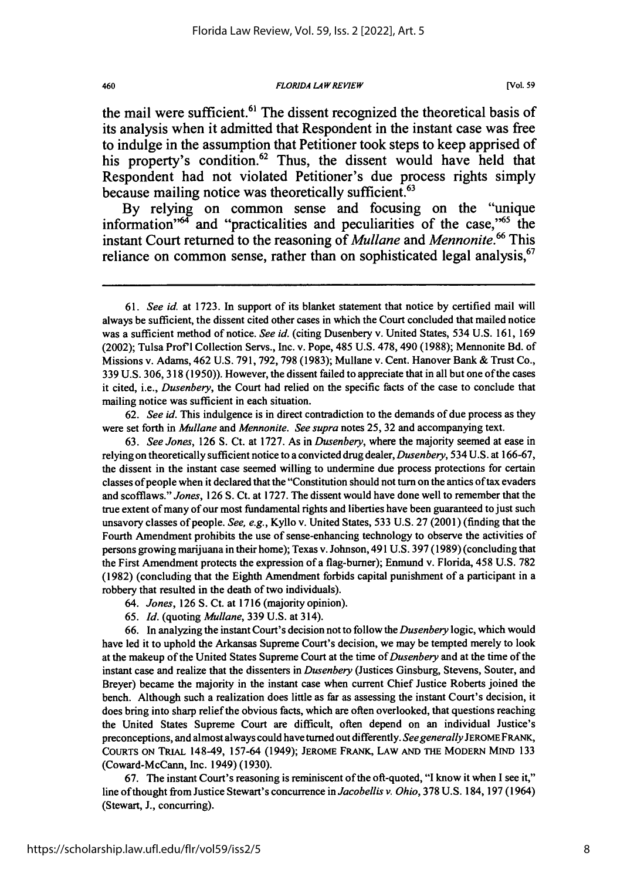the mail were sufficient.[61] The dissent recognized the theoretical basis of its analysis when it admitted that Respondent in the instant case was free to indulge in the assumption that Petitioner took steps to keep apprised of his property's condition.[62] Thus, the dissent would have held that Respondent had not violated Petitioner's due process rights simply because mailing notice was theoretically sufficient.[63]

By relying on common sense and focusing on the "unique information"[64] and "practicalities and peculiarities of the case,"[65] the instant Court returned to the reasoning of *Mullane* and *Mennonite*.[66] This reliance on common sense, rather than on sophisticated legal analysis,[67]

---

61. *See id.* at 1723. In support of its blanket statement that notice by certified mail will always be sufficient, the dissent cited other cases in which the Court concluded that mailed notice was a sufficient method of notice. *See id.* (citing Dusenbery v. United States, 534 U.S. 161, 169 (2002); Tulsa Prof'l Collection Servs., Inc. v. Pope, 485 U.S. 478, 490 (1988); Mennonite Bd. of Missions v. Adams, 462 U.S. 791, 792, 798 (1983); Mullane v. Cent. Hanover Bank & Trust Co., 339 U.S. 306, 318 (1950)). However, the dissent failed to appreciate that in all but one of the cases it cited, i.e., *Dusenbery*, the Court had relied on the specific facts of the case to conclude that mailing notice was sufficient in each situation.

62. *See id.* This indulgence is in direct contradiction to the demands of due process as they were set forth in *Mullane* and *Mennonite*. *See supra* notes 25, 32 and accompanying text.

63. *See Jones*, 126 S. Ct. at 1727. As in *Dusenbery*, where the majority seemed at ease in relying on theoretically sufficient notice to a convicted drug dealer, *Dusenbery*, 534 U.S. at 166-67, the dissent in the instant case seemed willing to undermine due process protections for certain classes of people when it declared that the "Constitution should not turn on the antics of tax evaders and scofflaws." *Jones*, 126 S. Ct. at 1727. The dissent would have done well to remember that the true extent of many of our most fundamental rights and liberties have been guaranteed to just such unsavory classes of people. *See, e.g.*, Kyllo v. United States, 533 U.S. 27 (2001) (finding that the Fourth Amendment prohibits the use of sense-enhancing technology to observe the activities of persons growing marijuana in their home); Texas v. Johnson, 491 U.S. 397 (1989) (concluding that the First Amendment protects the expression of a flag-burner); Enmund v. Florida, 458 U.S. 782 (1982) (concluding that the Eighth Amendment forbids capital punishment of a participant in a robbery that resulted in the death of two individuals).

64. *Jones*, 126 S. Ct. at 1716 (majority opinion).

65. *Id.* (quoting *Mullane*, 339 U.S. at 314).

66. In analyzing the instant Court's decision not to follow the *Dusenbery* logic, which would have led it to uphold the Arkansas Supreme Court's decision, we may be tempted merely to look at the makeup of the United States Supreme Court at the time of *Dusenbery* and at the time of the instant case and realize that the dissenters in *Dusenbery* (Justices Ginsburg, Stevens, Souter, and Breyer) became the majority in the instant case when current Chief Justice Roberts joined the bench. Although such a realization does little as far as assessing the instant Court's decision, it does bring into sharp relief the obvious facts, which are often overlooked, that questions reaching the United States Supreme Court are difficult, often depend on an individual Justice's preconceptions, and almost always could have turned out differently. *See generally* JEROME FRANK, COURTS ON TRIAL 148-49, 157-64 (1949); JEROME FRANK, LAW AND THE MODERN MIND 133 (Coward-McCann, Inc. 1949) (1930).

67. The instant Court's reasoning is reminiscent of the oft-quoted, "I know it when I see it," line of thought from Justice Stewart's concurrence in *Jacobellis v. Ohio*, 378 U.S. 184, 197 (1964) (Stewart, J., concurring).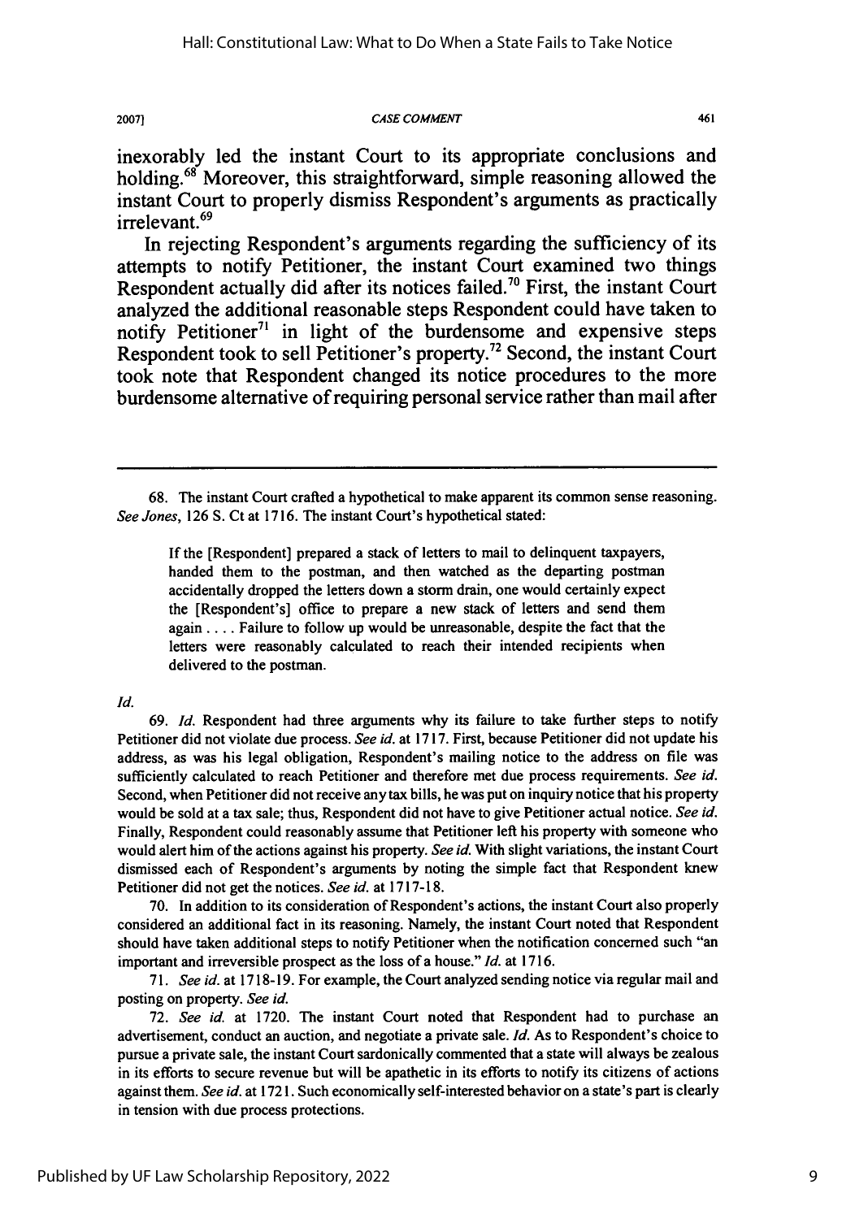inexorably led the instant Court to its appropriate conclusions and holding.[68] Moreover, this straightforward, simple reasoning allowed the instant Court to properly dismiss Respondent's arguments as practically irrelevant.[69]

In rejecting Respondent's arguments regarding the sufficiency of its attempts to notify Petitioner, the instant Court examined two things Respondent actually did after its notices failed.[70] First, the instant Court analyzed the additional reasonable steps Respondent could have taken to notify Petitioner[71] in light of the burdensome and expensive steps Respondent took to sell Petitioner's property.[72] Second, the instant Court took note that Respondent changed its notice procedures to the more burdensome alternative of requiring personal service rather than mail after

---

68. The instant Court crafted a hypothetical to make apparent its common sense reasoning. *See Jones*, 126 S. Ct at 1716. The instant Court's hypothetical stated:

> If the [Respondent] prepared a stack of letters to mail to delinquent taxpayers, handed them to the postman, and then watched as the departing postman accidentally dropped the letters down a storm drain, one would certainly expect the [Respondent's] office to prepare a new stack of letters and send them again . . . . Failure to follow up would be unreasonable, despite the fact that the letters were reasonably calculated to reach their intended recipients when delivered to the postman.

*Id.*

69. *Id.* Respondent had three arguments why its failure to take further steps to notify Petitioner did not violate due process. *See id.* at 1717. First, because Petitioner did not update his address, as was his legal obligation, Respondent's mailing notice to the address on file was sufficiently calculated to reach Petitioner and therefore met due process requirements. *See id.* Second, when Petitioner did not receive any tax bills, he was put on inquiry notice that his property would be sold at a tax sale; thus, Respondent did not have to give Petitioner actual notice. *See id.* Finally, Respondent could reasonably assume that Petitioner left his property with someone who would alert him of the actions against his property. *See id.* With slight variations, the instant Court dismissed each of Respondent's arguments by noting the simple fact that Respondent knew Petitioner did not get the notices. *See id.* at 1717-18.

70. In addition to its consideration of Respondent's actions, the instant Court also properly considered an additional fact in its reasoning. Namely, the instant Court noted that Respondent should have taken additional steps to notify Petitioner when the notification concerned such "an important and irreversible prospect as the loss of a house." *Id.* at 1716.

71. *See id.* at 1718-19. For example, the Court analyzed sending notice via regular mail and posting on property. *See id.*

72. *See id.* at 1720. The instant Court noted that Respondent had to purchase an advertisement, conduct an auction, and negotiate a private sale. *Id.* As to Respondent's choice to pursue a private sale, the instant Court sardonically commented that a state will always be zealous in its efforts to secure revenue but will be apathetic in its efforts to notify its citizens of actions against them. *See id.* at 1721. Such economically self-interested behavior on a state's part is clearly in tension with due process protections.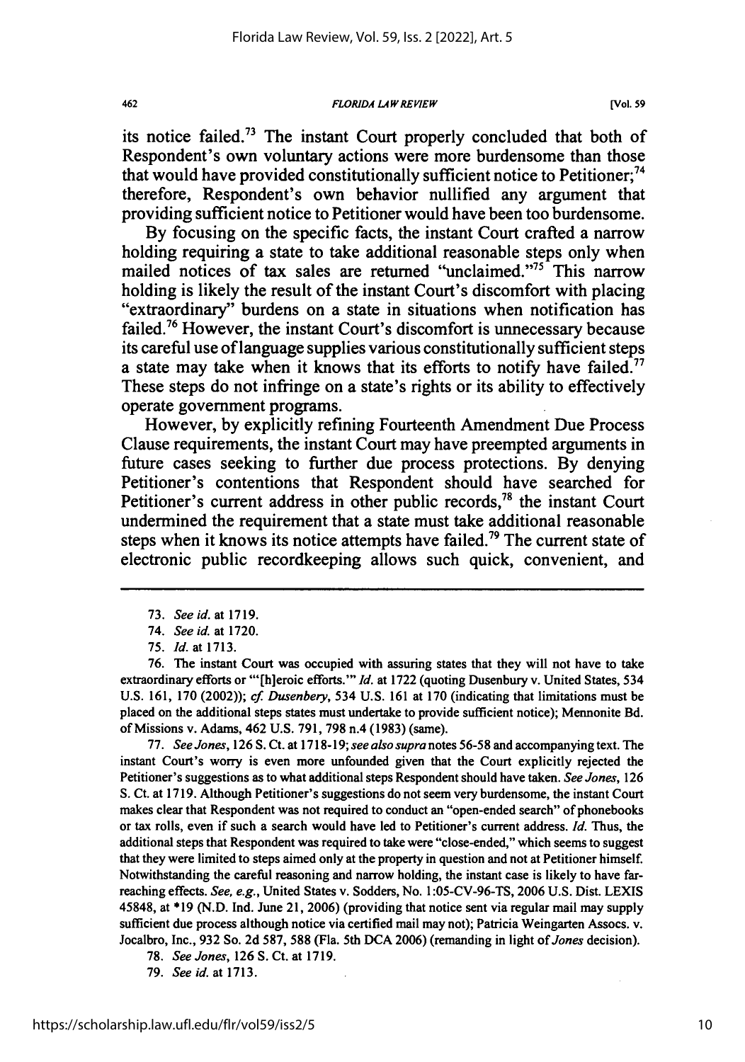its notice failed.[73] The instant Court properly concluded that both of Respondent's own voluntary actions were more burdensome than those that would have provided constitutionally sufficient notice to Petitioner;[74] therefore, Respondent's own behavior nullified any argument that providing sufficient notice to Petitioner would have been too burdensome.

By focusing on the specific facts, the instant Court crafted a narrow holding requiring a state to take additional reasonable steps only when mailed notices of tax sales are returned "unclaimed."[75] This narrow holding is likely the result of the instant Court's discomfort with placing "extraordinary" burdens on a state in situations when notification has failed.[76] However, the instant Court's discomfort is unnecessary because its careful use of language supplies various constitutionally sufficient steps a state may take when it knows that its efforts to notify have failed.[77] These steps do not infringe on a state's rights or its ability to effectively operate government programs.

However, by explicitly refining Fourteenth Amendment Due Process Clause requirements, the instant Court may have preempted arguments in future cases seeking to further due process protections. By denying Petitioner's contentions that Respondent should have searched for Petitioner's current address in other public records,[78] the instant Court undermined the requirement that a state must take additional reasonable steps when it knows its notice attempts have failed.[79] The current state of electronic public recordkeeping allows such quick, convenient, and

---

73. *See id.* at 1719.

74. *See id.* at 1720.

75. *Id.* at 1713.

76. The instant Court was occupied with assuring states that they will not have to take extraordinary efforts or "'[h]eroic efforts.'" *Id.* at 1722 (quoting Dusenbury v. United States, 534 U.S. 161, 170 (2002)); *cf. Dusenbery*, 534 U.S. 161 at 170 (indicating that limitations must be placed on the additional steps states must undertake to provide sufficient notice); Mennonite Bd. of Missions v. Adams, 462 U.S. 791, 798 n.4 (1983) (same).

77. *See Jones*, 126 S. Ct. at 1718-19; *see also supra* notes 56-58 and accompanying text. The instant Court's worry is even more unfounded given that the Court explicitly rejected the Petitioner's suggestions as to what additional steps Respondent should have taken. *See Jones*, 126 S. Ct. at 1719. Although Petitioner's suggestions do not seem very burdensome, the instant Court makes clear that Respondent was not required to conduct an "open-ended search" of phonebooks or tax rolls, even if such a search would have led to Petitioner's current address. *Id.* Thus, the additional steps that Respondent was required to take were "close-ended," which seems to suggest that they were limited to steps aimed only at the property in question and not at Petitioner himself. Notwithstanding the careful reasoning and narrow holding, the instant case is likely to have far-reaching effects. *See, e.g.*, United States v. Sodders, No. 1:05-CV-96-TS, 2006 U.S. Dist. LEXIS 45848, at *19 (N.D. Ind. June 21, 2006) (providing that notice sent via regular mail may supply sufficient due process although notice via certified mail may not); Patricia Weingarten Assocs. v. Jocalbro, Inc., 932 So. 2d 587, 588 (Fla. 5th DCA 2006) (remanding in light of *Jones* decision).

78. *See Jones*, 126 S. Ct. at 1719.

79. *See id.* at 1713.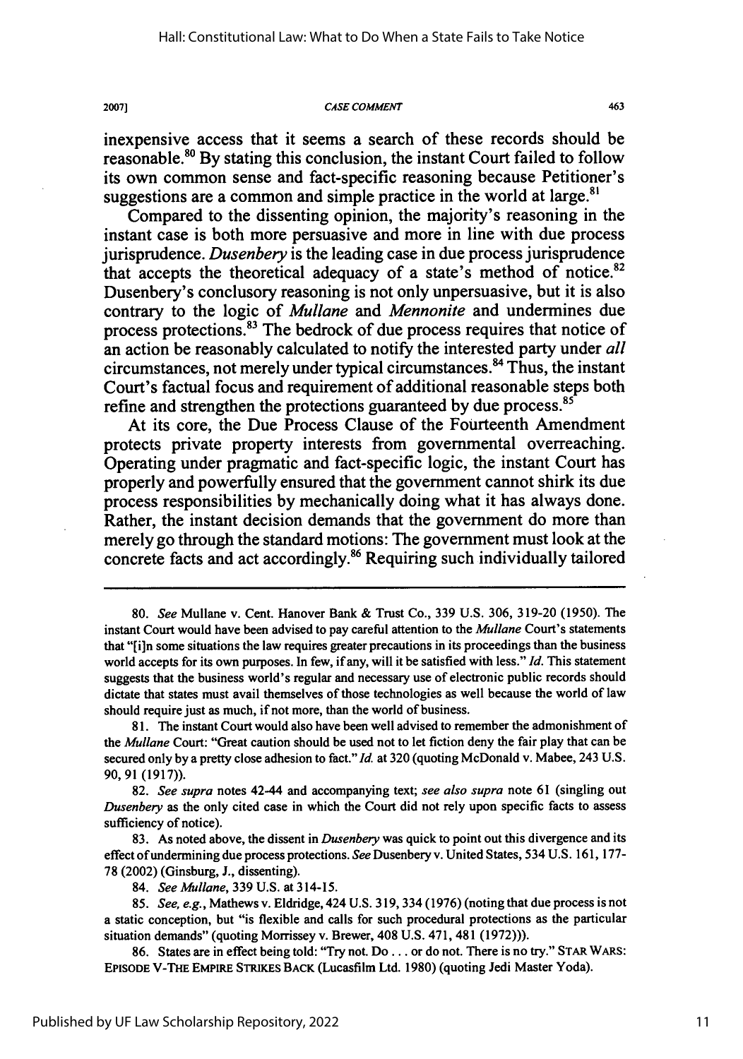inexpensive access that it seems a search of these records should be reasonable.[80] By stating this conclusion, the instant Court failed to follow its own common sense and fact-specific reasoning because Petitioner's suggestions are a common and simple practice in the world at large.[81]

Compared to the dissenting opinion, the majority's reasoning in the instant case is both more persuasive and more in line with due process jurisprudence. *Dusenbery* is the leading case in due process jurisprudence that accepts the theoretical adequacy of a state's method of notice.[82] Dusenbery's conclusory reasoning is not only unpersuasive, but it is also contrary to the logic of *Mullane* and *Mennonite* and undermines due process protections.[83] The bedrock of due process requires that notice of an action be reasonably calculated to notify the interested party under *all* circumstances, not merely under typical circumstances.[84] Thus, the instant Court's factual focus and requirement of additional reasonable steps both refine and strengthen the protections guaranteed by due process.[85]

At its core, the Due Process Clause of the Fourteenth Amendment protects private property interests from governmental overreaching. Operating under pragmatic and fact-specific logic, the instant Court has properly and powerfully ensured that the government cannot shirk its due process responsibilities by mechanically doing what it has always done. Rather, the instant decision demands that the government do more than merely go through the standard motions: The government must look at the concrete facts and act accordingly.[86] Requiring such individually tailored

---

80. *See* Mullane v. Cent. Hanover Bank & Trust Co., 339 U.S. 306, 319-20 (1950). The instant Court would have been advised to pay careful attention to the *Mullane* Court's statements that "[i]n some situations the law requires greater precautions in its proceedings than the business world accepts for its own purposes. In few, if any, will it be satisfied with less." *Id.* This statement suggests that the business world's regular and necessary use of electronic public records should dictate that states must avail themselves of those technologies as well because the world of law should require just as much, if not more, than the world of business.

81. The instant Court would also have been well advised to remember the admonishment of the *Mullane* Court: "Great caution should be used not to let fiction deny the fair play that can be secured only by a pretty close adhesion to fact." *Id.* at 320 (quoting McDonald v. Mabee, 243 U.S. 90, 91 (1917)).

82. *See supra* notes 42-44 and accompanying text; *see also supra* note 61 (singling out *Dusenbery* as the only cited case in which the Court did not rely upon specific facts to assess sufficiency of notice).

83. As noted above, the dissent in *Dusenbery* was quick to point out this divergence and its effect of undermining due process protections. *See* Dusenbery v. United States, 534 U.S. 161, 177-78 (2002) (Ginsburg, J., dissenting).

84. *See Mullane*, 339 U.S. at 314-15.

85. *See, e.g.*, Mathews v. Eldridge, 424 U.S. 319, 334 (1976) (noting that due process is not a static conception, but "is flexible and calls for such procedural protections as the particular situation demands" (quoting Morrissey v. Brewer, 408 U.S. 471, 481 (1972))).

86. States are in effect being told: "Try not. Do . . . or do not. There is no try." STAR WARS: EPISODE V-THE EMPIRE STRIKES BACK (Lucasfilm Ltd. 1980) (quoting Jedi Master Yoda).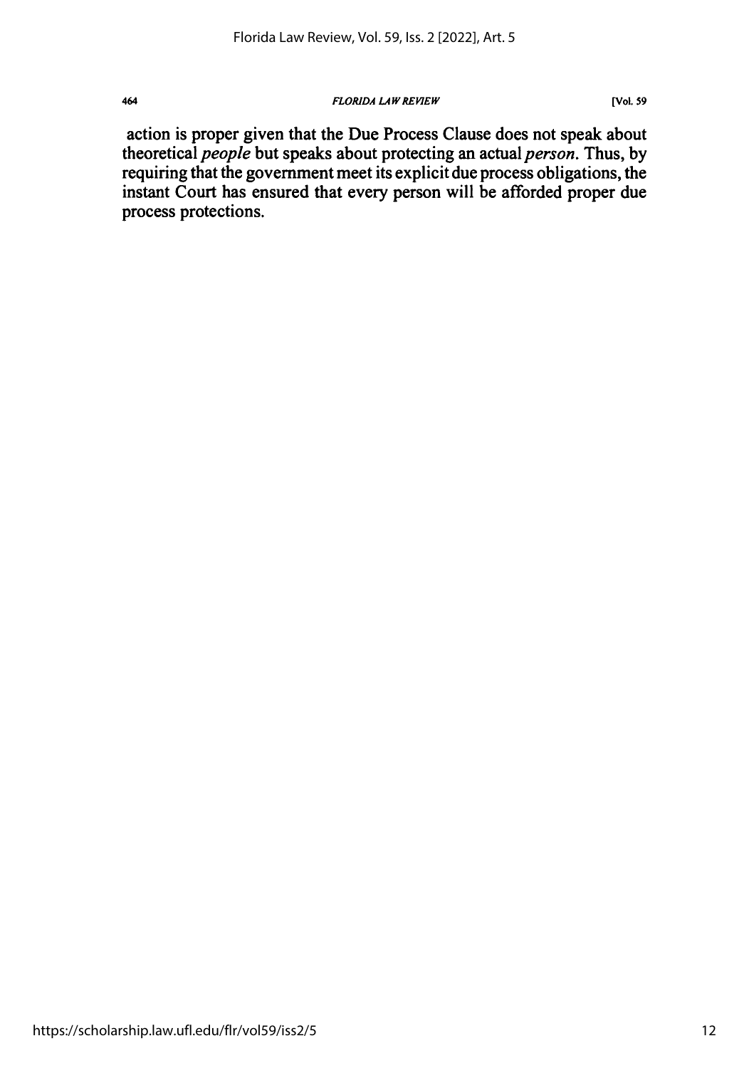action is proper given that the Due Process Clause does not speak about theoretical *people* but speaks about protecting an actual *person*. Thus, by requiring that the government meet its explicit due process obligations, the instant Court has ensured that every person will be afforded proper due process protections.